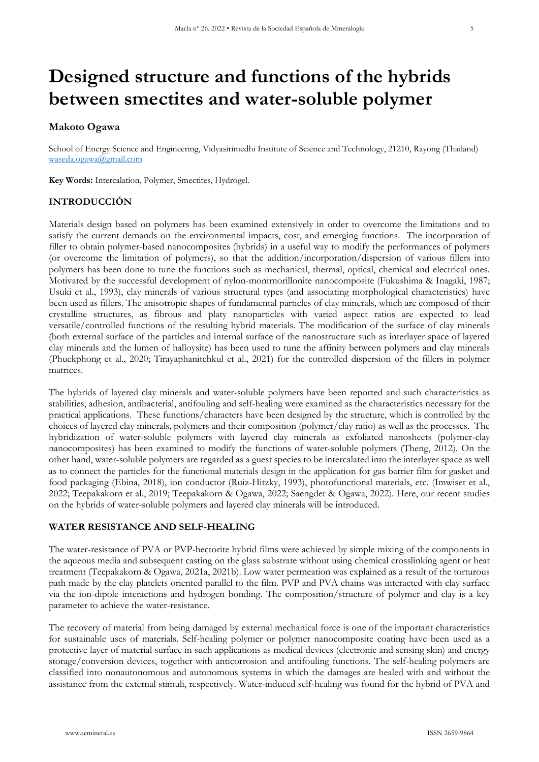# Designed structure and functions of the hybrids between smectites and water-soluble polymer

**Makoto Ogawa**

School of Energy Science and Engineering, Vidyasirimedhi Institute of Science and Technology, 21210, Rayong (Thailand)
waseda.ogawa@gmail.com

**Key Words:** Intercalation, Polymer, Smectites, Hydrogel.

## INTRODUCCIÓN

Materials design based on polymers has been examined extensively in order to overcome the limitations and to satisfy the current demands on the environmental impacts, cost, and emerging functions. The incorporation of filler to obtain polymer-based nanocomposites (hybrids) in a useful way to modify the performances of polymers (or overcome the limitation of polymers), so that the addition/incorporation/dispersion of various fillers into polymers has been done to tune the functions such as mechanical, thermal, optical, chemical and electrical ones. Motivated by the successful development of nylon-montmorillonite nanocomposite (Fukushima & Inagaki, 1987; Usuki et al., 1993), clay minerals of various structural types (and associating morphological characteristics) have been used as fillers. The anisotropic shapes of fundamental particles of clay minerals, which are composed of their crystalline structures, as fibrous and platy nanoparticles with varied aspect ratios are expected to lead versatile/controlled functions of the resulting hybrid materials. The modification of the surface of clay minerals (both external surface of the particles and internal surface of the nanostructure such as interlayer space of layered clay minerals and the lumen of halloysite) has been used to tune the affinity between polymers and clay minerals (Phuekphong et al., 2020; Tirayaphanitchkul et al., 2021) for the controlled dispersion of the fillers in polymer matrices.

The hybrids of layered clay minerals and water-soluble polymers have been reported and such characteristics as stabilities, adhesion, antibacterial, antifouling and self-healing were examined as the characteristics necessary for the practical applications. These functions/characters have been designed by the structure, which is controlled by the choices of layered clay minerals, polymers and their composition (polymer/clay ratio) as well as the processes. The hybridization of water-soluble polymers with layered clay minerals as exfoliated nanosheets (polymer-clay nanocomposites) has been examined to modify the functions of water-soluble polymers (Theng, 2012). On the other hand, water-soluble polymers are regarded as a guest species to be intercalated into the interlayer space as well as to connect the particles for the functional materials design in the application for gas barrier film for gasket and food packaging (Ebina, 2018), ion conductor (Ruiz-Hitzky, 1993), photofunctional materials, etc. (Imwiset et al., 2022; Teepakakorn et al., 2019; Teepakakorn & Ogawa, 2022; Saengdet & Ogawa, 2022). Here, our recent studies on the hybrids of water-soluble polymers and layered clay minerals will be introduced.

## WATER RESISTANCE AND SELF-HEALING

The water-resistance of PVA or PVP-hectorite hybrid films were achieved by simple mixing of the components in the aqueous media and subsequent casting on the glass substrate without using chemical crosslinking agent or heat treatment (Teepakakorn & Ogawa, 2021a, 2021b). Low water permeation was explained as a result of the torturous path made by the clay platelets oriented parallel to the film. PVP and PVA chains was interacted with clay surface via the ion-dipole interactions and hydrogen bonding. The composition/structure of polymer and clay is a key parameter to achieve the water-resistance.

The recovery of material from being damaged by external mechanical force is one of the important characteristics for sustainable uses of materials. Self-healing polymer or polymer nanocomposite coating have been used as a protective layer of material surface in such applications as medical devices (electronic and sensing skin) and energy storage/conversion devices, together with anticorrosion and antifouling functions. The self-healing polymers are classified into nonautonomous and autonomous systems in which the damages are healed with and without the assistance from the external stimuli, respectively. Water-induced self-healing was found for the hybrid of PVA and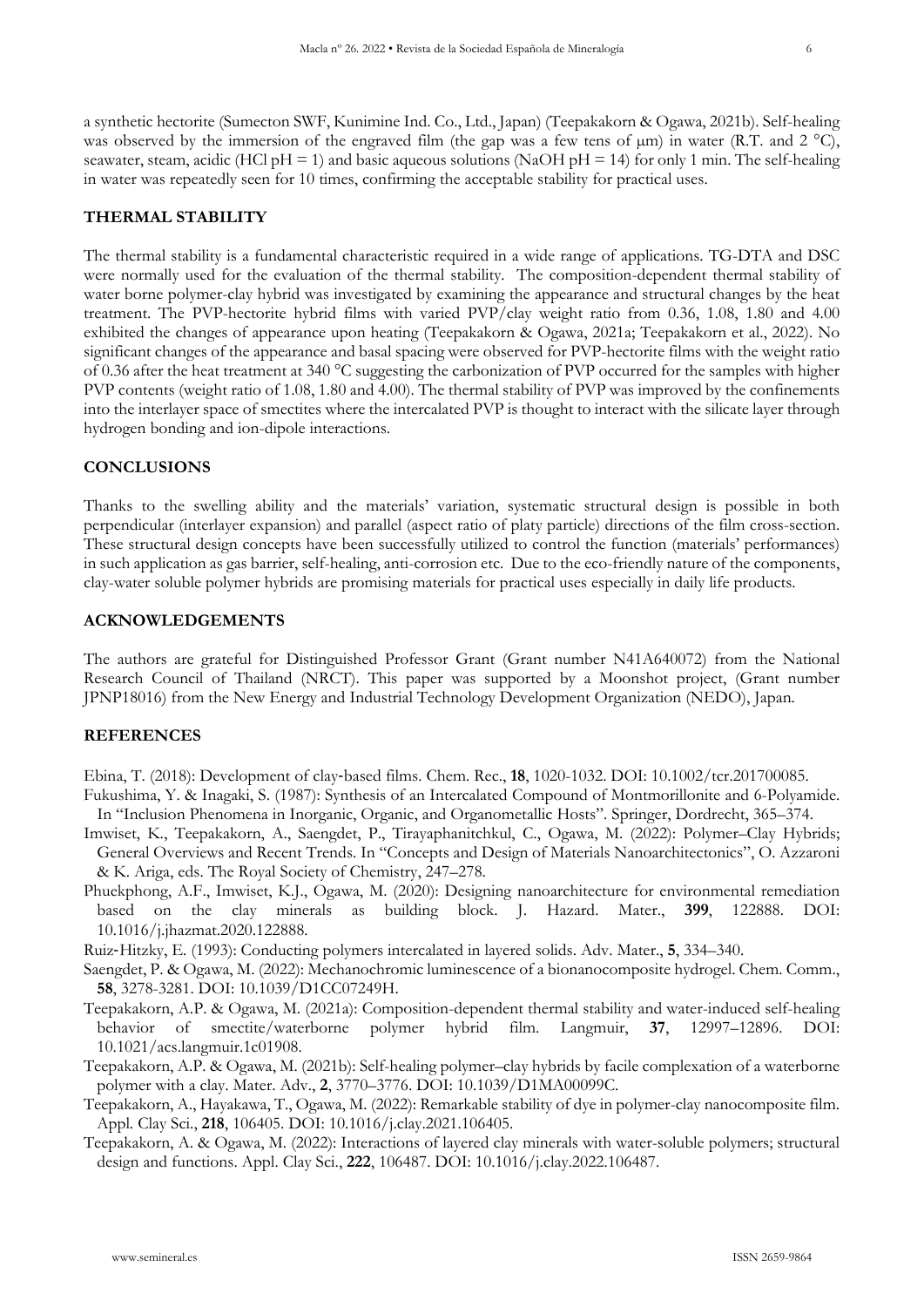a synthetic hectorite (Sumecton SWF, Kunimine Ind. Co., Ltd., Japan) (Teepakakorn & Ogawa, 2021b). Self-healing was observed by the immersion of the engraved film (the gap was a few tens of μm) in water (R.T. and 2 °C), seawater, steam, acidic (HCl pH = 1) and basic aqueous solutions (NaOH pH = 14) for only 1 min. The self-healing in water was repeatedly seen for 10 times, confirming the acceptable stability for practical uses.

## THERMAL STABILITY

The thermal stability is a fundamental characteristic required in a wide range of applications. TG-DTA and DSC were normally used for the evaluation of the thermal stability. The composition-dependent thermal stability of water borne polymer-clay hybrid was investigated by examining the appearance and structural changes by the heat treatment. The PVP-hectorite hybrid films with varied PVP/clay weight ratio from 0.36, 1.08, 1.80 and 4.00 exhibited the changes of appearance upon heating (Teepakakorn & Ogawa, 2021a; Teepakakorn et al., 2022). No significant changes of the appearance and basal spacing were observed for PVP-hectorite films with the weight ratio of 0.36 after the heat treatment at 340 °C suggesting the carbonization of PVP occurred for the samples with higher PVP contents (weight ratio of 1.08, 1.80 and 4.00). The thermal stability of PVP was improved by the confinements into the interlayer space of smectites where the intercalated PVP is thought to interact with the silicate layer through hydrogen bonding and ion-dipole interactions.

## CONCLUSIONS

Thanks to the swelling ability and the materials' variation, systematic structural design is possible in both perpendicular (interlayer expansion) and parallel (aspect ratio of platy particle) directions of the film cross-section. These structural design concepts have been successfully utilized to control the function (materials' performances) in such application as gas barrier, self-healing, anti-corrosion etc. Due to the eco-friendly nature of the components, clay-water soluble polymer hybrids are promising materials for practical uses especially in daily life products.

## ACKNOWLEDGEMENTS

The authors are grateful for Distinguished Professor Grant (Grant number N41A640072) from the National Research Council of Thailand (NRCT). This paper was supported by a Moonshot project, (Grant number JPNP18016) from the New Energy and Industrial Technology Development Organization (NEDO), Japan.

## REFERENCES

Ebina, T. (2018): Development of clay-based films. Chem. Rec., **18**, 1020-1032. DOI: 10.1002/tcr.201700085.

Fukushima, Y. & Inagaki, S. (1987): Synthesis of an Intercalated Compound of Montmorillonite and 6-Polyamide. In "Inclusion Phenomena in Inorganic, Organic, and Organometallic Hosts". Springer, Dordrecht, 365–374.

Imwiset, K., Teepakakorn, A., Saengdet, P., Tirayaphanitchkul, C., Ogawa, M. (2022): Polymer–Clay Hybrids; General Overviews and Recent Trends. In "Concepts and Design of Materials Nanoarchitectonics", O. Azzaroni & K. Ariga, eds. The Royal Society of Chemistry, 247–278.

Phuekphong, A.F., Imwiset, K.J., Ogawa, M. (2020): Designing nanoarchitecture for environmental remediation based on the clay minerals as building block. J. Hazard. Mater., **399**, 122888. DOI: 10.1016/j.jhazmat.2020.122888.

Ruiz-Hitzky, E. (1993): Conducting polymers intercalated in layered solids. Adv. Mater., **5**, 334–340.

Saengdet, P. & Ogawa, M. (2022): Mechanochromic luminescence of a bionanocomposite hydrogel. Chem. Comm., **58**, 3278-3281. DOI: 10.1039/D1CC07249H.

Teepakakorn, A.P. & Ogawa, M. (2021a): Composition-dependent thermal stability and water-induced self-healing behavior of smectite/waterborne polymer hybrid film. Langmuir, **37**, 12997–12896. DOI: 10.1021/acs.langmuir.1c01908.

Teepakakorn, A.P. & Ogawa, M. (2021b): Self-healing polymer–clay hybrids by facile complexation of a waterborne polymer with a clay. Mater. Adv., **2**, 3770–3776. DOI: 10.1039/D1MA00099C.

Teepakakorn, A., Hayakawa, T., Ogawa, M. (2022): Remarkable stability of dye in polymer-clay nanocomposite film. Appl. Clay Sci., **218**, 106405. DOI: 10.1016/j.clay.2021.106405.

Teepakakorn, A. & Ogawa, M. (2022): Interactions of layered clay minerals with water-soluble polymers; structural design and functions. Appl. Clay Sci., **222**, 106487. DOI: 10.1016/j.clay.2022.106487.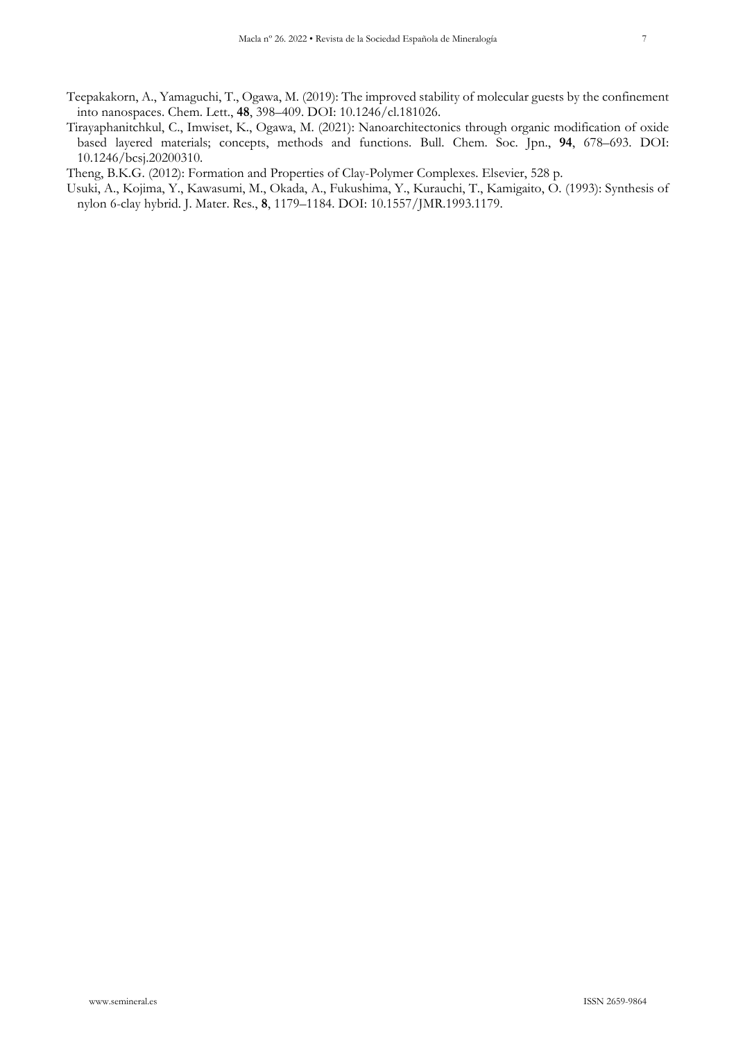Teepakakorn, A., Yamaguchi, T., Ogawa, M. (2019): The improved stability of molecular guests by the confinement into nanospaces. Chem. Lett., **48**, 398–409. DOI: 10.1246/cl.181026.

Tirayaphanitchkul, C., Imwiset, K., Ogawa, M. (2021): Nanoarchitectonics through organic modification of oxide based layered materials; concepts, methods and functions. Bull. Chem. Soc. Jpn., **94**, 678–693. DOI: 10.1246/bcsj.20200310.

Theng, B.K.G. (2012): Formation and Properties of Clay-Polymer Complexes. Elsevier, 528 p.

Usuki, A., Kojima, Y., Kawasumi, M., Okada, A., Fukushima, Y., Kurauchi, T., Kamigaito, O. (1993): Synthesis of nylon 6-clay hybrid. J. Mater. Res., **8**, 1179–1184. DOI: 10.1557/JMR.1993.1179.